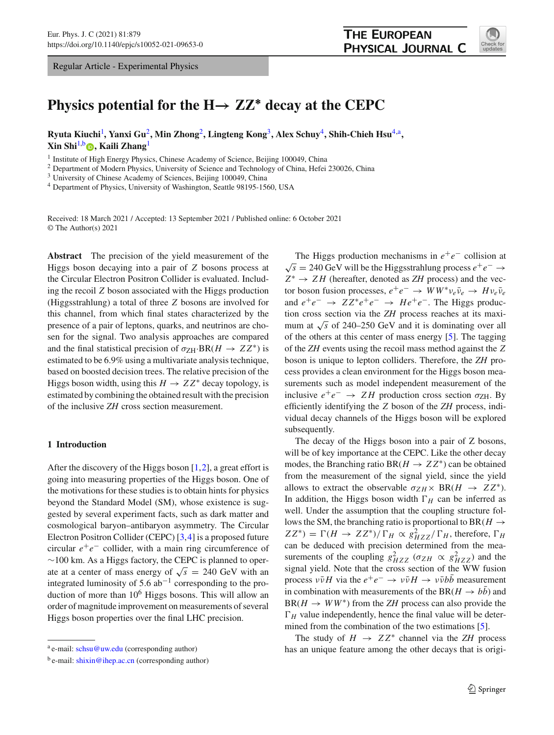Regular Article - Experimental Physics

# Physics potential for the H→ ZZ* decay at the CEPC

**Ryuta Kiuchi**[1], **Yanxi Gu**[2], **Min Zhong**[2], **Lingteng Kong**[3], **Alex Schuy**[4], **Shih-Chieh Hsu**[4,a], **Xin Shi**[1,b], **Kaili Zhang**[1]

[1] Institute of High Energy Physics, Chinese Academy of Science, Beijing 100049, China
[2] Department of Modern Physics, University of Science and Technology of China, Hefei 230026, China
[3] University of Chinese Academy of Sciences, Beijing 100049, China
[4] Department of Physics, University of Washington, Seattle 98195-1560, USA

Received: 18 March 2021 / Accepted: 13 September 2021 / Published online: 6 October 2021
© The Author(s) 2021

**Abstract** The precision of the yield measurement of the Higgs boson decaying into a pair of $Z$ bosons process at the Circular Electron Positron Collider is evaluated. Including the recoil $Z$ boson associated with the Higgs production (Higgsstrahlung) a total of three $Z$ bosons are involved for this channel, from which final states characterized by the presence of a pair of leptons, quarks, and neutrinos are chosen for the signal. Two analysis approaches are compared and the final statistical precision of $\sigma_{\mathrm{ZH}}{\cdot}\mathrm{BR}(H \rightarrow ZZ^{*})$ is estimated to be 6.9% using a multivariate analysis technique, based on boosted decision trees. The relative precision of the Higgs boson width, using this $H \rightarrow ZZ^{*}$ decay topology, is estimated by combining the obtained result with the precision of the inclusive $ZH$ cross section measurement.

## 1 Introduction

After the discovery of the Higgs boson [1,2], a great effort is going into measuring properties of the Higgs boson. One of the motivations for these studies is to obtain hints for physics beyond the Standard Model (SM), whose existence is suggested by several experiment facts, such as dark matter and cosmological baryon–antibaryon asymmetry. The Circular Electron Positron Collider (CEPC) [3,4] is a proposed future circular $e^{+}e^{-}$ collider, with a main ring circumference of ∼100 km. As a Higgs factory, the CEPC is planned to operate at a center of mass energy of $\sqrt{s}$ = 240 GeV with an integrated luminosity of 5.6 $\mathrm{ab}^{-1}$ corresponding to the production of more than $10^{6}$ Higgs bosons. This will allow an order of magnitude improvement on measurements of several Higgs boson properties over the final LHC precision.

The Higgs production mechanisms in $e^{+}e^{-}$ collision at $\sqrt{s}$ = 240 GeV will be the Higgsstrahlung process $e^{+}e^{-} \rightarrow Z^{*} \rightarrow ZH$ (hereafter, denoted as $ZH$ process) and the vector boson fusion processes, $e^{+}e^{-} \rightarrow WW^{*}\nu_{e}\bar{\nu}_{e} \rightarrow H\nu_{e}\bar{\nu}_{e}$ and $e^{+}e^{-} \rightarrow ZZ^{*}e^{+}e^{-} \rightarrow He^{+}e^{-}$. The Higgs production cross section via the $ZH$ process reaches at its maximum at $\sqrt{s}$ of 240–250 GeV and it is dominating over all of the others at this center of mass energy [5]. The tagging of the $ZH$ events using the recoil mass method against the $Z$ boson is unique to lepton colliders. Therefore, the $ZH$ process provides a clean environment for the Higgs boson measurements such as model independent measurement of the inclusive $e^{+}e^{-} \rightarrow ZH$ production cross section $\sigma_{\mathrm{ZH}}$. By efficiently identifying the $Z$ boson of the $ZH$ process, individual decay channels of the Higgs boson will be explored subsequently.

The decay of the Higgs boson into a pair of Z bosons, will be of key importance at the CEPC. Like the other decay modes, the Branching ratio BR($H \rightarrow ZZ^{*}$) can be obtained from the measurement of the signal yield, since the yield allows to extract the observable $\sigma_{ZH} \times$ BR($H \rightarrow ZZ^{*}$). In addition, the Higgs boson width $\Gamma_{H}$ can be inferred as well. Under the assumption that the coupling structure follows the SM, the branching ratio is proportional to BR($H \rightarrow ZZ^{*}$) = $\Gamma(H \rightarrow ZZ^{*})/\Gamma_{H} \propto g^{2}_{HZZ}/\Gamma_{H}$, therefore, $\Gamma_{H}$ can be deduced with precision determined from the measurements of the coupling $g^{2}_{HZZ}$ ($\sigma_{ZH} \propto g^{2}_{HZZ}$) and the signal yield. Note that the cross section of the WW fusion process $\nu\bar{\nu}H$ via the $e^{+}e^{-} \rightarrow \nu\bar{\nu}H \rightarrow \nu\bar{\nu}b\bar{b}$ measurement in combination with measurements of the BR($H \rightarrow b\bar{b}$) and BR($H \rightarrow WW^{*}$) from the $ZH$ process can also provide the $\Gamma_{H}$ value independently, hence the final value will be determined from the combination of the two estimations [5].

The study of $H \rightarrow ZZ^{*}$ channel via the $ZH$ process has an unique feature among the other decays that is origi-

[a] e-mail: schsu@uw.edu (corresponding author)
[b] e-mail: shixin@ihep.ac.cn (corresponding author)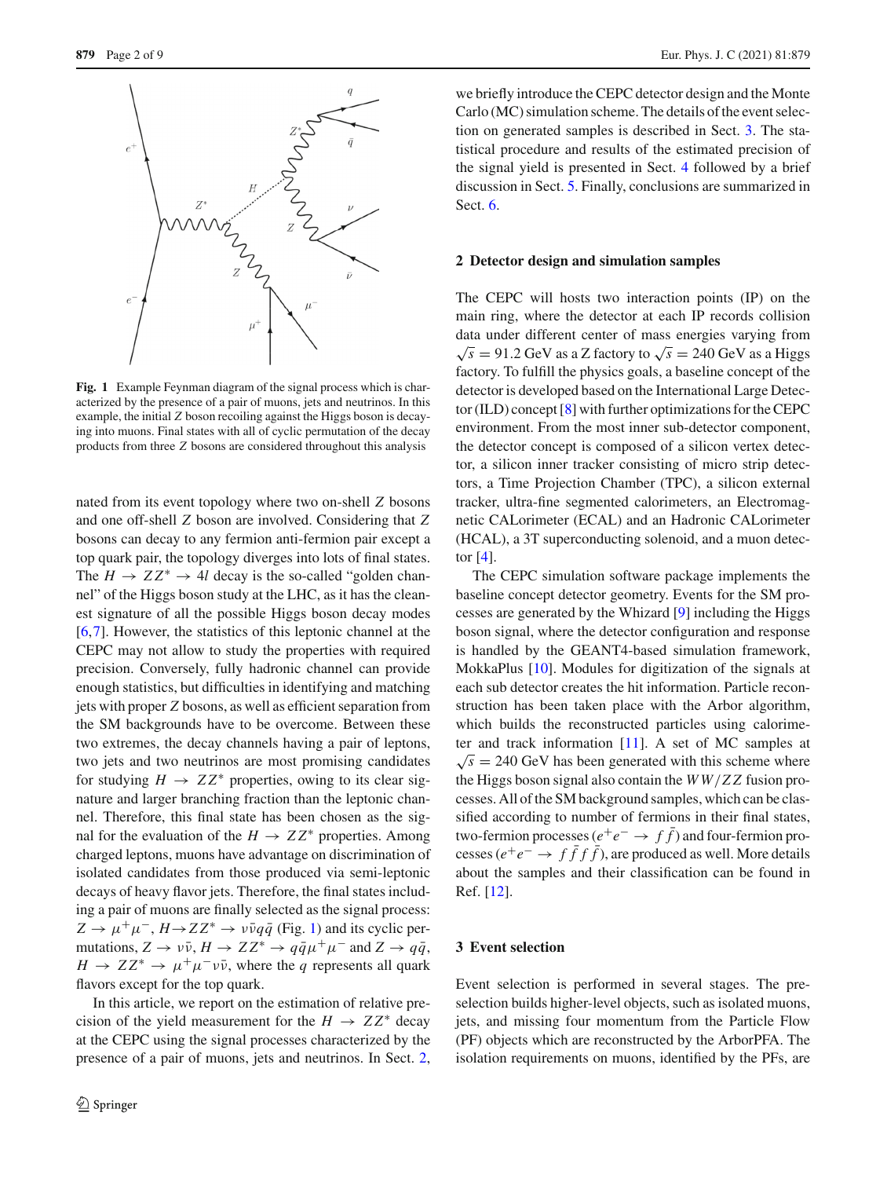Fig. 1 Example Feynman diagram of the signal process which is characterized by the presence of a pair of muons, jets and neutrinos. In this example, the initial $Z$ boson recoiling against the Higgs boson is decaying into muons. Final states with all of cyclic permutation of the decay products from three $Z$ bosons are considered throughout this analysis

nated from its event topology where two on-shell $Z$ bosons and one off-shell $Z$ boson are involved. Considering that $Z$ bosons can decay to any fermion anti-fermion pair except a top quark pair, the topology diverges into lots of final states. The $H \rightarrow ZZ^* \rightarrow 4l$ decay is the so-called "golden channel" of the Higgs boson study at the LHC, as it has the cleanest signature of all the possible Higgs boson decay modes [6,7]. However, the statistics of this leptonic channel at the CEPC may not allow to study the properties with required precision. Conversely, fully hadronic channel can provide enough statistics, but difficulties in identifying and matching jets with proper $Z$ bosons, as well as efficient separation from the SM backgrounds have to be overcome. Between these two extremes, the decay channels having a pair of leptons, two jets and two neutrinos are most promising candidates for studying $H \rightarrow ZZ^*$ properties, owing to its clear signature and larger branching fraction than the leptonic channel. Therefore, this final state has been chosen as the signal for the evaluation of the $H \rightarrow ZZ^*$ properties. Among charged leptons, muons have advantage on discrimination of isolated candidates from those produced via semi-leptonic decays of heavy flavor jets. Therefore, the final states including a pair of muons are finally selected as the signal process: $Z \rightarrow \mu^+\mu^-$, $H \rightarrow ZZ^* \rightarrow \nu\bar{\nu}q\bar{q}$ (Fig. 1) and its cyclic permutations, $Z \rightarrow \nu\bar{\nu}$, $H \rightarrow ZZ^* \rightarrow q\bar{q}\mu^+\mu^-$ and $Z \rightarrow q\bar{q}$, $H \rightarrow ZZ^* \rightarrow \mu^+\mu^-\nu\bar{\nu}$, where the $q$ represents all quark flavors except for the top quark.

In this article, we report on the estimation of relative precision of the yield measurement for the $H \rightarrow ZZ^*$ decay at the CEPC using the signal processes characterized by the presence of a pair of muons, jets and neutrinos. In Sect. 2, we briefly introduce the CEPC detector design and the Monte Carlo (MC) simulation scheme. The details of the event selection on generated samples is described in Sect. 3. The statistical procedure and results of the estimated precision of the signal yield is presented in Sect. 4 followed by a brief discussion in Sect. 5. Finally, conclusions are summarized in Sect. 6.

## 2 Detector design and simulation samples

The CEPC will hosts two interaction points (IP) on the main ring, where the detector at each IP records collision data under different center of mass energies varying from $\sqrt{s} = 91.2$ GeV as a Z factory to $\sqrt{s} = 240$ GeV as a Higgs factory. To fulfill the physics goals, a baseline concept of the detector is developed based on the International Large Detector (ILD) concept [8] with further optimizations for the CEPC environment. From the most inner sub-detector component, the detector concept is composed of a silicon vertex detector, a silicon inner tracker consisting of micro strip detectors, a Time Projection Chamber (TPC), a silicon external tracker, ultra-fine segmented calorimeters, an Electromagnetic CALorimeter (ECAL) and an Hadronic CALorimeter (HCAL), a 3T superconducting solenoid, and a muon detector [4].

The CEPC simulation software package implements the baseline concept detector geometry. Events for the SM processes are generated by the Whizard [9] including the Higgs boson signal, where the detector configuration and response is handled by the GEANT4-based simulation framework, MokkaPlus [10]. Modules for digitization of the signals at each sub detector creates the hit information. Particle reconstruction has been taken place with the Arbor algorithm, which builds the reconstructed particles using calorimeter and track information [11]. A set of MC samples at $\sqrt{s} = 240$ GeV has been generated with this scheme where the Higgs boson signal also contain the $WW/ZZ$ fusion processes. All of the SM background samples, which can be classified according to number of fermions in their final states, two-fermion processes ($e^+e^- \rightarrow f\bar{f}$) and four-fermion processes ($e^+e^- \rightarrow f\bar{f}f\bar{f}$), are produced as well. More details about the samples and their classification can be found in Ref. [12].

## 3 Event selection

Event selection is performed in several stages. The preselection builds higher-level objects, such as isolated muons, jets, and missing four momentum from the Particle Flow (PF) objects which are reconstructed by the ArborPFA. The isolation requirements on muons, identified by the PFs, are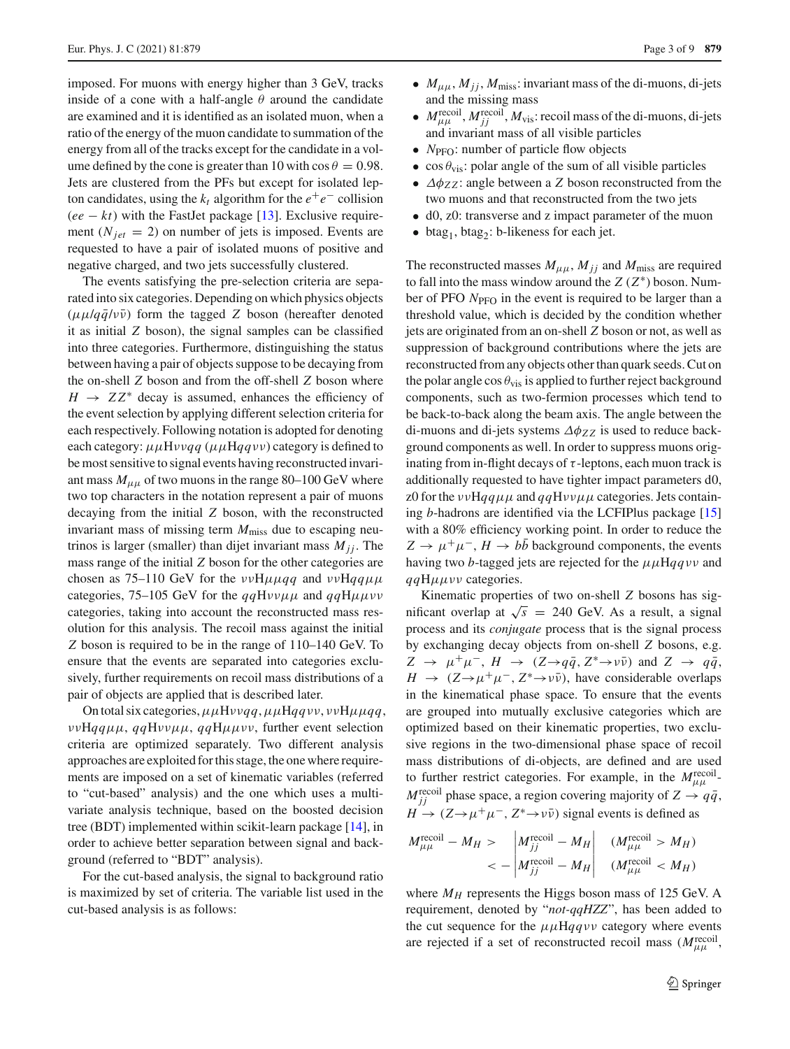imposed. For muons with energy higher than 3 GeV, tracks inside of a cone with a half-angle $\theta$ around the candidate are examined and it is identified as an isolated muon, when a ratio of the energy of the muon candidate to summation of the energy from all of the tracks except for the candidate in a volume defined by the cone is greater than 10 with $\cos\theta = 0.98$. Jets are clustered from the PFs but except for isolated lepton candidates, using the $k_t$ algorithm for the $e^+e^-$ collision ($ee - kt$) with the FastJet package [13]. Exclusive requirement ($N_{jet} = 2$) on number of jets is imposed. Events are requested to have a pair of isolated muons of positive and negative charged, and two jets successfully clustered.

The events satisfying the pre-selection criteria are separated into six categories. Depending on which physics objects ($\mu\mu/q\bar{q}/\nu\bar{\nu}$) form the tagged $Z$ boson (hereafter denoted it as initial $Z$ boson), the signal samples can be classified into three categories. Furthermore, distinguishing the status between having a pair of objects suppose to be decaying from the on-shell $Z$ boson and from the off-shell $Z$ boson where $H \rightarrow ZZ^*$ decay is assumed, enhances the efficiency of the event selection by applying different selection criteria for each respectively. Following notation is adopted for denoting each category: $\mu\mu \mathrm{H}\nu\nu qq$ ($\mu\mu \mathrm{H}qq\nu\nu$) category is defined to be most sensitive to signal events having reconstructed invariant mass $M_{\mu\mu}$ of two muons in the range 80–100 GeV where two top characters in the notation represent a pair of muons decaying from the initial $Z$ boson, with the reconstructed invariant mass of missing term $M_{\mathrm{miss}}$ due to escaping neutrinos is larger (smaller) than dijet invariant mass $M_{jj}$. The mass range of the initial $Z$ boson for the other categories are chosen as 75–110 GeV for the $\nu\nu \mathrm{H}\mu\mu qq$ and $\nu\nu \mathrm{H}qq\mu\mu$ categories, 75–105 GeV for the $qq\mathrm{H}\nu\nu\mu\mu$ and $qq\mathrm{H}\mu\mu\nu\nu$ categories, taking into account the reconstructed mass resolution for this analysis. The recoil mass against the initial $Z$ boson is required to be in the range of 110–140 GeV. To ensure that the events are separated into categories exclusively, further requirements on recoil mass distributions of a pair of objects are applied that is described later.

On total six categories, $\mu\mu \mathrm{H}\nu\nu qq$, $\mu\mu \mathrm{H}qq\nu\nu$, $\nu\nu \mathrm{H}\mu\mu qq$, $\nu\nu \mathrm{H}qq\mu\mu$, $qq\mathrm{H}\nu\nu\mu\mu$, $qq\mathrm{H}\mu\mu\nu\nu$, further event selection criteria are optimized separately. Two different analysis approaches are exploited for this stage, the one where requirements are imposed on a set of kinematic variables (referred to "cut-based" analysis) and the one which uses a multivariate analysis technique, based on the boosted decision tree (BDT) implemented within scikit-learn package [14], in order to achieve better separation between signal and background (referred to "BDT" analysis).

For the cut-based analysis, the signal to background ratio is maximized by set of criteria. The variable list used in the cut-based analysis is as follows:

- $M_{\mu\mu}$, $M_{jj}$, $M_{\mathrm{miss}}$: invariant mass of the di-muons, di-jets and the missing mass
- $M^{\mathrm{recoil}}_{\mu\mu}$, $M^{\mathrm{recoil}}_{jj}$, $M_{\mathrm{vis}}$: recoil mass of the di-muons, di-jets and invariant mass of all visible particles
- $N_{\mathrm{PFO}}$: number of particle flow objects
- $\cos\theta_{\mathrm{vis}}$: polar angle of the sum of all visible particles
- $\Delta\phi_{ZZ}$: angle between a $Z$ boson reconstructed from the two muons and that reconstructed from the two jets
- d0, z0: transverse and z impact parameter of the muon
- $\mathrm{btag}_1$, $\mathrm{btag}_2$: b-likeness for each jet.

The reconstructed masses $M_{\mu\mu}$, $M_{jj}$ and $M_{\mathrm{miss}}$ are required to fall into the mass window around the $Z$ ($Z^*$) boson. Number of PFO $N_{\mathrm{PFO}}$ in the event is required to be larger than a threshold value, which is decided by the condition whether jets are originated from an on-shell $Z$ boson or not, as well as suppression of background contributions where the jets are reconstructed from any objects other than quark seeds. Cut on the polar angle $\cos\theta_{\mathrm{vis}}$ is applied to further reject background components, such as two-fermion processes which tend to be back-to-back along the beam axis. The angle between the di-muons and di-jets systems $\Delta\phi_{ZZ}$ is used to reduce background components as well. In order to suppress muons originating from in-flight decays of $\tau$-leptons, each muon track is additionally requested to have tighter impact parameters d0, z0 for the $\nu\nu \mathrm{H}qq\mu\mu$ and $qq\mathrm{H}\nu\nu\mu\mu$ categories. Jets containing $b$-hadrons are identified via the LCFIPlus package [15] with a 80% efficiency working point. In order to reduce the $Z \rightarrow \mu^+\mu^-$, $H \rightarrow b\bar{b}$ background components, the events having two $b$-tagged jets are rejected for the $\mu\mu \mathrm{H}qq\nu\nu$ and $qq\mathrm{H}\mu\mu\nu\nu$ categories.

Kinematic properties of two on-shell $Z$ bosons has significant overlap at $\sqrt{s} = 240$ GeV. As a result, a signal process and its *conjugate* process that is the signal process by exchanging decay objects from on-shell $Z$ bosons, e.g. $Z \rightarrow \mu^+\mu^-$, $H \rightarrow (Z{\rightarrow}q\bar{q}, Z^*{\rightarrow}\nu\bar{\nu})$ and $Z \rightarrow q\bar{q}$, $H \rightarrow (Z{\rightarrow}\mu^+\mu^-, Z^*{\rightarrow}\nu\bar{\nu})$, have considerable overlaps in the kinematical phase space. To ensure that the events are grouped into mutually exclusive categories which are optimized based on their kinematic properties, two exclusive regions in the two-dimensional phase space of recoil mass distributions of di-objects, are defined and are used to further restrict categories. For example, in the $M^{\mathrm{recoil}}_{\mu\mu}$-$M^{\mathrm{recoil}}_{jj}$ phase space, a region covering majority of $Z \rightarrow q\bar{q}$, $H \rightarrow (Z{\rightarrow}\mu^+\mu^-, Z^*{\rightarrow}\nu\bar{\nu})$ signal events is defined as

$$
\begin{aligned}
M^{\mathrm{recoil}}_{\mu\mu} - M_H &> \left|M^{\mathrm{recoil}}_{jj} - M_H\right| \quad (M^{\mathrm{recoil}}_{\mu\mu} > M_H) \\
&< -\left|M^{\mathrm{recoil}}_{jj} - M_H\right| \quad (M^{\mathrm{recoil}}_{\mu\mu} < M_H)
\end{aligned}
$$

where $M_H$ represents the Higgs boson mass of 125 GeV. A requirement, denoted by "*not-qqHZZ*", has been added to the cut sequence for the $\mu\mu \mathrm{H}qq\nu\nu$ category where events are rejected if a set of reconstructed recoil mass ($M^{\mathrm{recoil}}_{\mu\mu}$,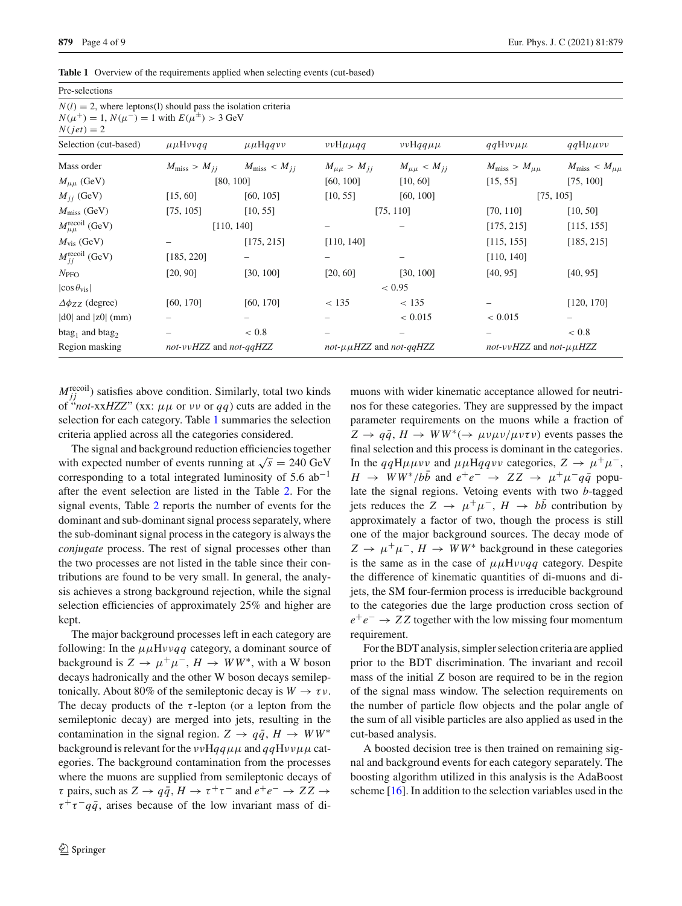**Table 1** Overview of the requirements applied when selecting events (cut-based)

| Pre-selections | | | | | | |
|---|---|---|---|---|---|---|
| $N(l) = 2$, where leptons(l) should pass the isolation criteria<br>$N(\mu^+) = 1$, $N(\mu^-) = 1$ with $E(\mu^\pm) > 3$ GeV<br>$N(jet) = 2$ | | | | | | |
| Selection (cut-based) | $\mu\mu$H$\nu\nu qq$ | $\mu\mu$H$qq\nu\nu$ | $\nu\nu$H$\mu\mu qq$ | $\nu\nu$H$qq\mu\mu$ | $qq$H$\nu\nu\mu\mu$ | $qq$H$\mu\mu\nu\nu$ |
| Mass order | $M_{\text{miss}} > M_{jj}$ | $M_{\text{miss}} < M_{jj}$ | $M_{\mu\mu} > M_{jj}$ | $M_{\mu\mu} < M_{jj}$ | $M_{\text{miss}} > M_{\mu\mu}$ | $M_{\text{miss}} < M_{\mu\mu}$ |
| $M_{\mu\mu}$ (GeV) | [80, 100] | | [60, 100] | [10, 60] | [15, 55] | [75, 100] |
| $M_{jj}$ (GeV) | [15, 60] | [60, 105] | [10, 55] | [60, 100] | [75, 105] | |
| $M_{\text{miss}}$ (GeV) | [75, 105] | [10, 55] | [75, 110] | | [70, 110] | [10, 50] |
| $M_{\mu\mu}^{\text{recoil}}$ (GeV) | [110, 140] | | – | – | [175, 215] | [115, 155] |
| $M_{\text{vis}}$ (GeV) | – | [175, 215] | [110, 140] | | [115, 155] | [185, 215] |
| $M_{jj}^{\text{recoil}}$ (GeV) | [185, 220] | – | – | – | [110, 140] | |
| $N_{\text{PFO}}$ | [20, 90] | [30, 100] | [20, 60] | [30, 100] | [40, 95] | [40, 95] |
| $\lvert\cos\theta_{\text{vis}}\rvert$ | $< 0.95$ | | | | | |
| $\Delta\phi_{ZZ}$ (degree) | [60, 170] | [60, 170] | $< 135$ | $< 135$ | – | [120, 170] |
| $\lvert$d0$\rvert$ and $\lvert$z0$\rvert$ (mm) | – | – | – | $< 0.015$ | $< 0.015$ | – |
| btag$_1$ and btag$_2$ | – | $< 0.8$ | – | – | – | $< 0.8$ |
| Region masking | *not-$\nu\nu$HZZ* and *not-qqHZZ* | | *not-$\mu\mu$HZZ* and *not-qqHZZ* | | *not-$\nu\nu$HZZ* and *not-$\mu\mu$HZZ* | |

$M_{jj}^{\text{recoil}}$) satisfies above condition. Similarly, total two kinds of "*not*-xx*HZZ*" (xx: $\mu\mu$ or $\nu\nu$ or $qq$) cuts are added in the selection for each category. Table 1 summaries the selection criteria applied across all the categories considered.

The signal and background reduction efficiencies together with expected number of events running at $\sqrt{s} = 240$ GeV corresponding to a total integrated luminosity of 5.6 ab$^{-1}$ after the event selection are listed in the Table 2. For the signal events, Table 2 reports the number of events for the dominant and sub-dominant signal process separately, where the sub-dominant signal process in the category is always the *conjugate* process. The rest of signal processes other than the two processes are not listed in the table since their contributions are found to be very small. In general, the analysis achieves a strong background rejection, while the signal selection efficiencies of approximately 25% and higher are kept.

The major background processes left in each category are following: In the $\mu\mu$H$\nu\nu qq$ category, a dominant source of background is $Z \to \mu^+\mu^-$, $H \to WW^*$, with a W boson decays hadronically and the other W boson decays semileptonically. About 80% of the semileptonic decay is $W \to \tau\nu$. The decay products of the $\tau$-lepton (or a lepton from the semileptonic decay) are merged into jets, resulting in the contamination in the signal region. $Z \to q\bar{q}$, $H \to WW^*$ background is relevant for the $\nu\nu$H$qq\mu\mu$ and $qq$H$\nu\nu\mu\mu$ categories. The background contamination from the processes where the muons are supplied from semileptonic decays of $\tau$ pairs, such as $Z \to q\bar{q}$, $H \to \tau^+\tau^-$ and $e^+e^- \to ZZ \to \tau^+\tau^- q\bar{q}$, arises because of the low invariant mass of di-muons with wider kinematic acceptance allowed for neutrinos for these categories. They are suppressed by the impact parameter requirements on the muons while a fraction of $Z \to q\bar{q}$, $H \to WW^*(\to \mu\nu\mu\nu/\mu\nu\tau\nu)$ events passes the final selection and this process is dominant in the categories. In the $qq$H$\mu\mu\nu\nu$ and $\mu\mu$H$qq\nu\nu$ categories, $Z \to \mu^+\mu^-$, $H \to WW^*/b\bar{b}$ and $e^+e^- \to ZZ \to \mu^+\mu^- q\bar{q}$ populate the signal regions. Vetoing events with two $b$-tagged jets reduces the $Z \to \mu^+\mu^-$, $H \to b\bar{b}$ contribution by approximately a factor of two, though the process is still one of the major background sources. The decay mode of $Z \to \mu^+\mu^-$, $H \to WW^*$ background in these categories is the same as in the case of $\mu\mu$H$\nu\nu qq$ category. Despite the difference of kinematic quantities of di-muons and di-jets, the SM four-fermion process is irreducible background to the categories due the large production cross section of $e^+e^- \to ZZ$ together with the low missing four momentum requirement.

For the BDT analysis, simpler selection criteria are applied prior to the BDT discrimination. The invariant and recoil mass of the initial $Z$ boson are required to be in the region of the signal mass window. The selection requirements on the number of particle flow objects and the polar angle of the sum of all visible particles are also applied as used in the cut-based analysis.

A boosted decision tree is then trained on remaining signal and background events for each category separately. The boosting algorithm utilized in this analysis is the AdaBoost scheme [16]. In addition to the selection variables used in the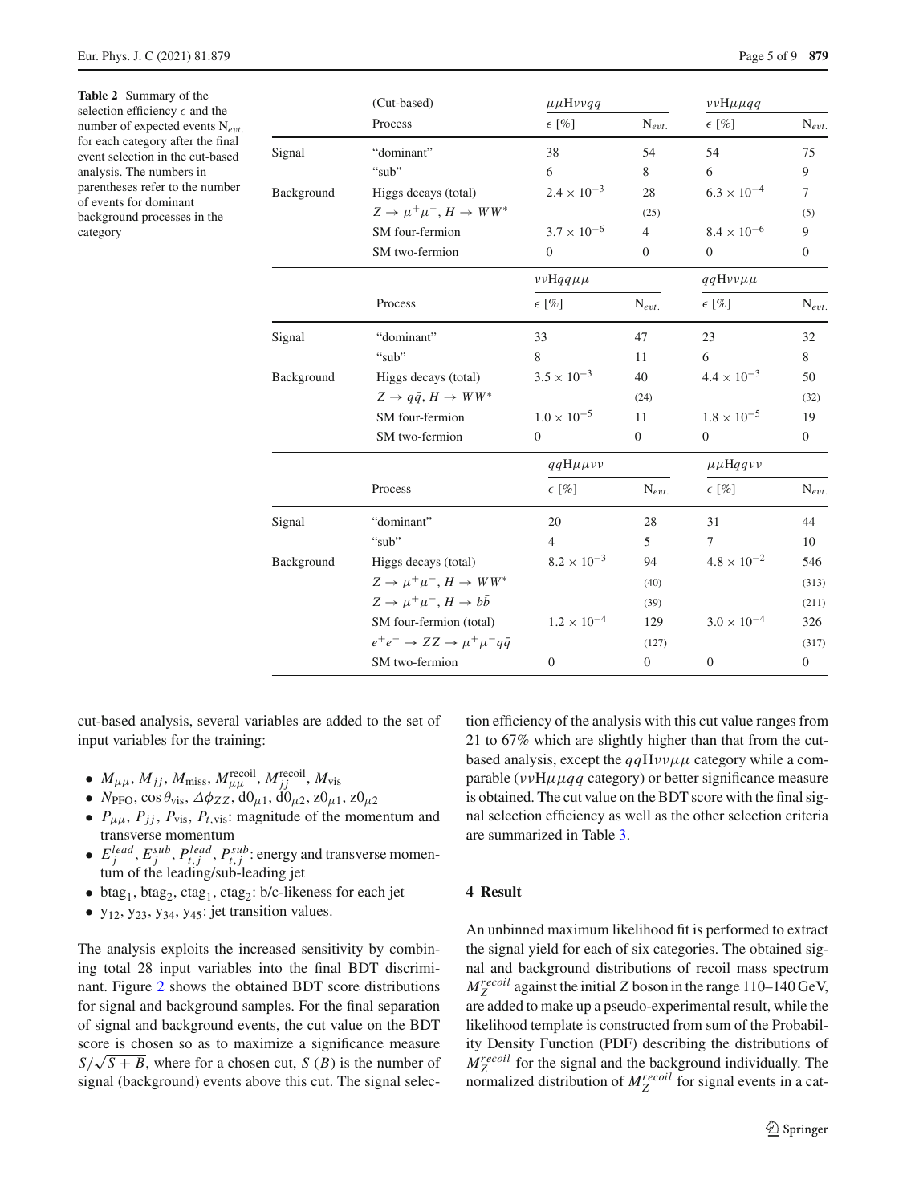**Table 2** Summary of the selection efficiency $\epsilon$ and the number of expected events $N_{evt.}$ for each category after the final event selection in the cut-based analysis. The numbers in parentheses refer to the number of events for dominant background processes in the category

| | (Cut-based) | $\mu\mu H\nu\nu qq$ | | $\nu\nu H\mu\mu qq$ | |
|---|---|---|---|---|---|
| | Process | $\epsilon$ [%] | $N_{evt.}$ | $\epsilon$ [%] | $N_{evt.}$ |
| Signal | "dominant" | 38 | 54 | 54 | 75 |
| | "sub" | 6 | 8 | 6 | 9 |
| Background | Higgs decays (total) | $2.4 \times 10^{-3}$ | 28 | $6.3 \times 10^{-4}$ | 7 |
| | $Z \to \mu^+\mu^-, H \to WW^*$ | | (25) | | (5) |
| | SM four-fermion | $3.7 \times 10^{-6}$ | 4 | $8.4 \times 10^{-6}$ | 9 |
| | SM two-fermion | 0 | 0 | 0 | 0 |
| | | $\nu\nu H qq\mu\mu$ | | $qq H\nu\nu\mu\mu$ | |
| | Process | $\epsilon$ [%] | $N_{evt.}$ | $\epsilon$ [%] | $N_{evt.}$ |
| Signal | "dominant" | 33 | 47 | 23 | 32 |
| | "sub" | 8 | 11 | 6 | 8 |
| Background | Higgs decays (total) | $3.5 \times 10^{-3}$ | 40 | $4.4 \times 10^{-3}$ | 50 |
| | $Z \to q\bar{q}, H \to WW^*$ | | (24) | | (32) |
| | SM four-fermion | $1.0 \times 10^{-5}$ | 11 | $1.8 \times 10^{-5}$ | 19 |
| | SM two-fermion | 0 | 0 | 0 | 0 |
| | | $qq H\mu\mu\nu\nu$ | | $\mu\mu H qq\nu\nu$ | |
| | Process | $\epsilon$ [%] | $N_{evt.}$ | $\epsilon$ [%] | $N_{evt.}$ |
| Signal | "dominant" | 20 | 28 | 31 | 44 |
| | "sub" | 4 | 5 | 7 | 10 |
| Background | Higgs decays (total) | $8.2 \times 10^{-3}$ | 94 | $4.8 \times 10^{-2}$ | 546 |
| | $Z \to \mu^+\mu^-, H \to WW^*$ | | (40) | | (313) |
| | $Z \to \mu^+\mu^-, H \to b\bar{b}$ | | (39) | | (211) |
| | SM four-fermion (total) | $1.2 \times 10^{-4}$ | 129 | $3.0 \times 10^{-4}$ | 326 |
| | $e^+e^- \to ZZ \to \mu^+\mu^- q\bar{q}$ | | (127) | | (317) |
| | SM two-fermion | 0 | 0 | 0 | 0 |

cut-based analysis, several variables are added to the set of input variables for the training:

- $M_{\mu\mu}$, $M_{jj}$, $M_{\text{miss}}$, $M_{\mu\mu}^{\text{recoil}}$, $M_{jj}^{\text{recoil}}$, $M_{\text{vis}}$
- $N_{\text{PFO}}$, $\cos\theta_{\text{vis}}$, $\Delta\phi_{ZZ}$, $\text{d0}_{\mu1}$, $\text{d0}_{\mu2}$, $\text{z0}_{\mu1}$, $\text{z0}_{\mu2}$
- $P_{\mu\mu}$, $P_{jj}$, $P_{\text{vis}}$, $P_{t,\text{vis}}$: magnitude of the momentum and transverse momentum
- $E_j^{lead}$, $E_j^{sub}$, $P_{t,j}^{lead}$, $P_{t,j}^{sub}$: energy and transverse momentum of the leading/sub-leading jet
- $\text{btag}_1$, $\text{btag}_2$, $\text{ctag}_1$, $\text{ctag}_2$: b/c-likeness for each jet
- $y_{12}$, $y_{23}$, $y_{34}$, $y_{45}$: jet transition values.

The analysis exploits the increased sensitivity by combining total 28 input variables into the final BDT discriminant. Figure 2 shows the obtained BDT score distributions for signal and background samples. For the final separation of signal and background events, the cut value on the BDT score is chosen so as to maximize a significance measure $S/\sqrt{S+B}$, where for a chosen cut, $S$ ($B$) is the number of signal (background) events above this cut. The signal selection efficiency of the analysis with this cut value ranges from 21 to 67% which are slightly higher than that from the cut-based analysis, except the $qqH\nu\nu\mu\mu$ category while a comparable ($\nu\nu H\mu\mu qq$ category) or better significance measure is obtained. The cut value on the BDT score with the final signal selection efficiency as well as the other selection criteria are summarized in Table 3.

## 4 Result

An unbinned maximum likelihood fit is performed to extract the signal yield for each of six categories. The obtained signal and background distributions of recoil mass spectrum $M_Z^{recoil}$ against the initial $Z$ boson in the range 110–140 GeV, are added to make up a pseudo-experimental result, while the likelihood template is constructed from sum of the Probability Density Function (PDF) describing the distributions of $M_Z^{recoil}$ for the signal and the background individually. The normalized distribution of $M_Z^{recoil}$ for signal events in a cat-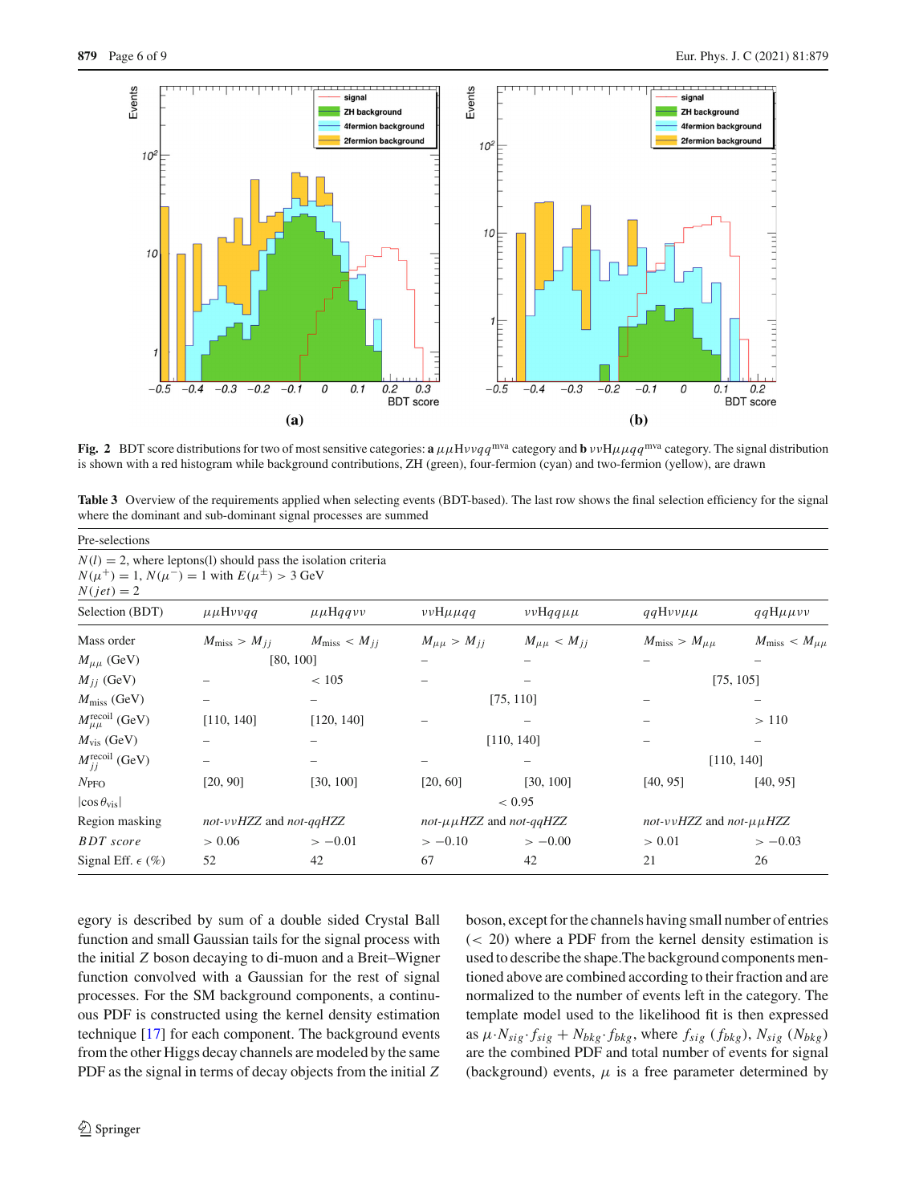Fig. 2 BDT score distributions for two of most sensitive categories: **a** $\mu\mu\mathrm{H}\nu\nu qq^{\mathrm{mva}}$ category and **b** $\nu\nu\mathrm{H}\mu\mu qq^{\mathrm{mva}}$ category. The signal distribution is shown with a red histogram while background contributions, ZH (green), four-fermion (cyan) and two-fermion (yellow), are drawn

**Table 3** Overview of the requirements applied when selecting events (BDT-based). The last row shows the final selection efficiency for the signal where the dominant and sub-dominant signal processes are summed

| Pre-selections | | | | | | |
|---|---|---|---|---|---|---|
| $N(l) = 2$, where leptons(l) should pass the isolation criteria<br>$N(\mu^+) = 1$, $N(\mu^-) = 1$ with $E(\mu^\pm) > 3$ GeV<br>$N(jet) = 2$ | | | | | | |
| Selection (BDT) | $\mu\mu\mathrm{H}\nu\nu qq$ | $\mu\mu\mathrm{H}qq\nu\nu$ | $\nu\nu\mathrm{H}\mu\mu qq$ | $\nu\nu\mathrm{H}qq\mu\mu$ | $qq\mathrm{H}\nu\nu\mu\mu$ | $qq\mathrm{H}\mu\mu\nu\nu$ |
| Mass order | $M_{\mathrm{miss}} > M_{jj}$ | $M_{\mathrm{miss}} < M_{jj}$ | $M_{\mu\mu} > M_{jj}$ | $M_{\mu\mu} < M_{jj}$ | $M_{\mathrm{miss}} > M_{\mu\mu}$ | $M_{\mathrm{miss}} < M_{\mu\mu}$ |
| $M_{\mu\mu}$ (GeV) | [80, 100] | | – | – | – | – |
| $M_{jj}$ (GeV) | – | $< 105$ | – | – | [75, 105] | |
| $M_{\mathrm{miss}}$ (GeV) | – | – | [75, 110] | | – | – |
| $M_{\mu\mu}^{\mathrm{recoil}}$ (GeV) | [110, 140] | [120, 140] | – | – | – | $> 110$ |
| $M_{\mathrm{vis}}$ (GeV) | – | – | [110, 140] | | – | – |
| $M_{jj}^{\mathrm{recoil}}$ (GeV) | – | – | – | – | [110, 140] | |
| $N_{\mathrm{PFO}}$ | [20, 90] | [30, 100] | [20, 60] | [30, 100] | [40, 95] | [40, 95] |
| $\lvert\cos\theta_{\mathrm{vis}}\rvert$ | $< 0.95$ | | | | | |
| Region masking | *not*-$\nu\nu HZZ$ and *not*-$qqHZZ$ | | *not*-$\mu\mu HZZ$ and *not*-$qqHZZ$ | | *not*-$\nu\nu HZZ$ and *not*-$\mu\mu HZZ$ | |
| *BDT score* | $> 0.06$ | $> -0.01$ | $> -0.10$ | $> -0.00$ | $> 0.01$ | $> -0.03$ |
| Signal Eff. $\epsilon$ (%) | 52 | 42 | 67 | 42 | 21 | 26 |

egory is described by sum of a double sided Crystal Ball function and small Gaussian tails for the signal process with the initial $Z$ boson decaying to di-muon and a Breit–Wigner function convolved with a Gaussian for the rest of signal processes. For the SM background components, a continuous PDF is constructed using the kernel density estimation technique [17] for each component. The background events from the other Higgs decay channels are modeled by the same PDF as the signal in terms of decay objects from the initial $Z$ boson, except for the channels having small number of entries ($< 20$) where a PDF from the kernel density estimation is used to describe the shape.The background components mentioned above are combined according to their fraction and are normalized to the number of events left in the category. The template model used to the likelihood fit is then expressed as $\mu{\cdot}N_{sig}{\cdot}f_{sig} + N_{bkg}{\cdot}f_{bkg}$, where $f_{sig}$ ($f_{bkg}$), $N_{sig}$ ($N_{bkg}$) are the combined PDF and total number of events for signal (background) events, $\mu$ is a free parameter determined by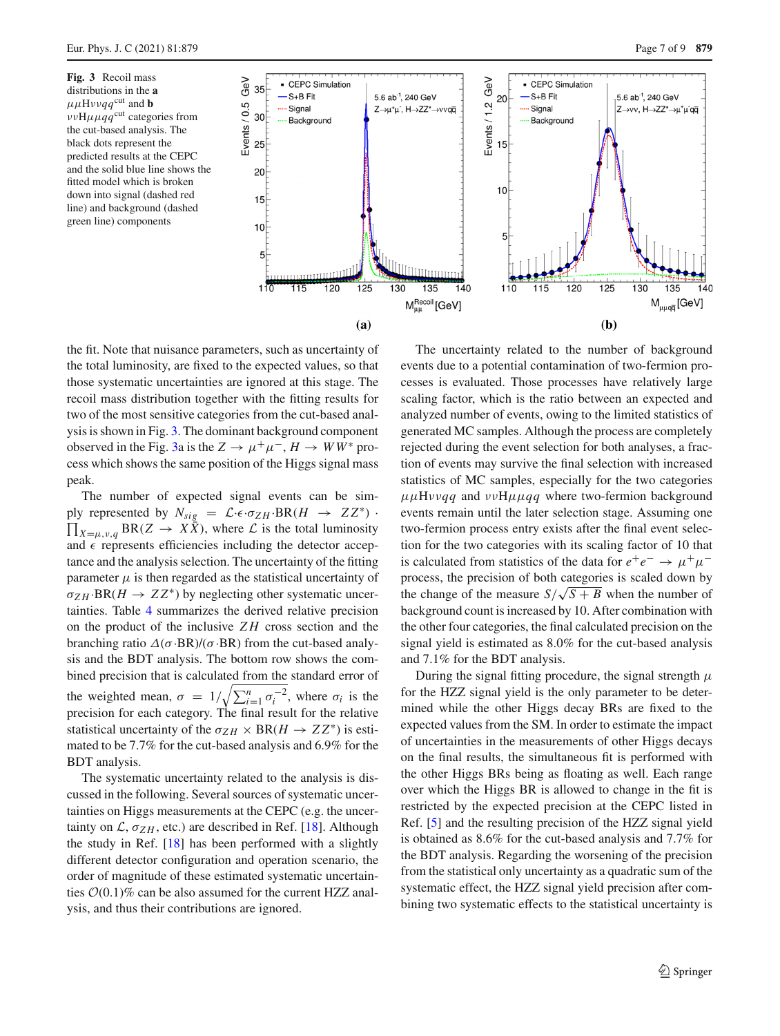**Fig. 3** Recoil mass distributions in the **a** $\mu\mu \mathrm{H}\nu\nu qq^{\mathrm{cut}}$ and **b** $\nu\nu \mathrm{H}\mu\mu qq^{\mathrm{cut}}$ categories from the cut-based analysis. The black dots represent the predicted results at the CEPC and the solid blue line shows the fitted model which is broken down into signal (dashed red line) and background (dashed green line) components

the fit. Note that nuisance parameters, such as uncertainty of the total luminosity, are fixed to the expected values, so that those systematic uncertainties are ignored at this stage. The recoil mass distribution together with the fitting results for two of the most sensitive categories from the cut-based analysis is shown in Fig. 3. The dominant background component observed in the Fig. 3a is the $Z \to \mu^+\mu^-$, $H \to WW^*$ process which shows the same position of the Higgs signal mass peak.

The number of expected signal events can be simply represented by $N_{sig} = \mathcal{L} \cdot \epsilon \cdot \sigma_{ZH} \cdot \mathrm{BR}(H \to ZZ^*) \cdot \prod_{X=\mu,\nu,q} \mathrm{BR}(Z \to X\bar{X})$, where $\mathcal{L}$ is the total luminosity and $\epsilon$ represents efficiencies including the detector acceptance and the analysis selection. The uncertainty of the fitting parameter $\mu$ is then regarded as the statistical uncertainty of $\sigma_{ZH} \cdot \mathrm{BR}(H \to ZZ^*)$ by neglecting other systematic uncertainties. Table 4 summarizes the derived relative precision on the product of the inclusive $ZH$ cross section and the branching ratio $\Delta(\sigma \cdot \mathrm{BR})/(\sigma \cdot \mathrm{BR})$ from the cut-based analysis and the BDT analysis. The bottom row shows the combined precision that is calculated from the standard error of the weighted mean, $\sigma = 1/\sqrt{\sum_{i=1}^{n} \sigma_i^{-2}}$, where $\sigma_i$ is the precision for each category. The final result for the relative statistical uncertainty of the $\sigma_{ZH} \times \mathrm{BR}(H \to ZZ^*)$ is estimated to be 7.7% for the cut-based analysis and 6.9% for the BDT analysis.

The systematic uncertainty related to the analysis is discussed in the following. Several sources of systematic uncertainties on Higgs measurements at the CEPC (e.g. the uncertainty on $\mathcal{L}$, $\sigma_{ZH}$, etc.) are described in Ref. [18]. Although the study in Ref. [18] has been performed with a slightly different detector configuration and operation scenario, the order of magnitude of these estimated systematic uncertainties $\mathcal{O}(0.1)$% can be also assumed for the current HZZ analysis, and thus their contributions are ignored.

The uncertainty related to the number of background events due to a potential contamination of two-fermion processes is evaluated. Those processes have relatively large scaling factor, which is the ratio between an expected and analyzed number of events, owing to the limited statistics of generated MC samples. Although the process are completely rejected during the event selection for both analyses, a fraction of events may survive the final selection with increased statistics of MC samples, especially for the two categories $\mu\mu \mathrm{H}\nu\nu qq$ and $\nu\nu \mathrm{H}\mu\mu qq$ where two-fermion background events remain until the later selection stage. Assuming one two-fermion process entry exists after the final event selection for the two categories with its scaling factor of 10 that is calculated from statistics of the data for $e^+e^- \to \mu^+\mu^-$ process, the precision of both categories is scaled down by the change of the measure $S/\sqrt{S+B}$ when the number of background count is increased by 10. After combination with the other four categories, the final calculated precision on the signal yield is estimated as 8.0% for the cut-based analysis and 7.1% for the BDT analysis.

During the signal fitting procedure, the signal strength $\mu$ for the HZZ signal yield is the only parameter to be determined while the other Higgs decay BRs are fixed to the expected values from the SM. In order to estimate the impact of uncertainties in the measurements of other Higgs decays on the final results, the simultaneous fit is performed with the other Higgs BRs being as floating as well. Each range over which the Higgs BR is allowed to change in the fit is restricted by the expected precision at the CEPC listed in Ref. [5] and the resulting precision of the HZZ signal yield is obtained as 8.6% for the cut-based analysis and 7.7% for the BDT analysis. Regarding the worsening of the precision from the statistical only uncertainty as a quadratic sum of the systematic effect, the HZZ signal yield precision after combining two systematic effects to the statistical uncertainty is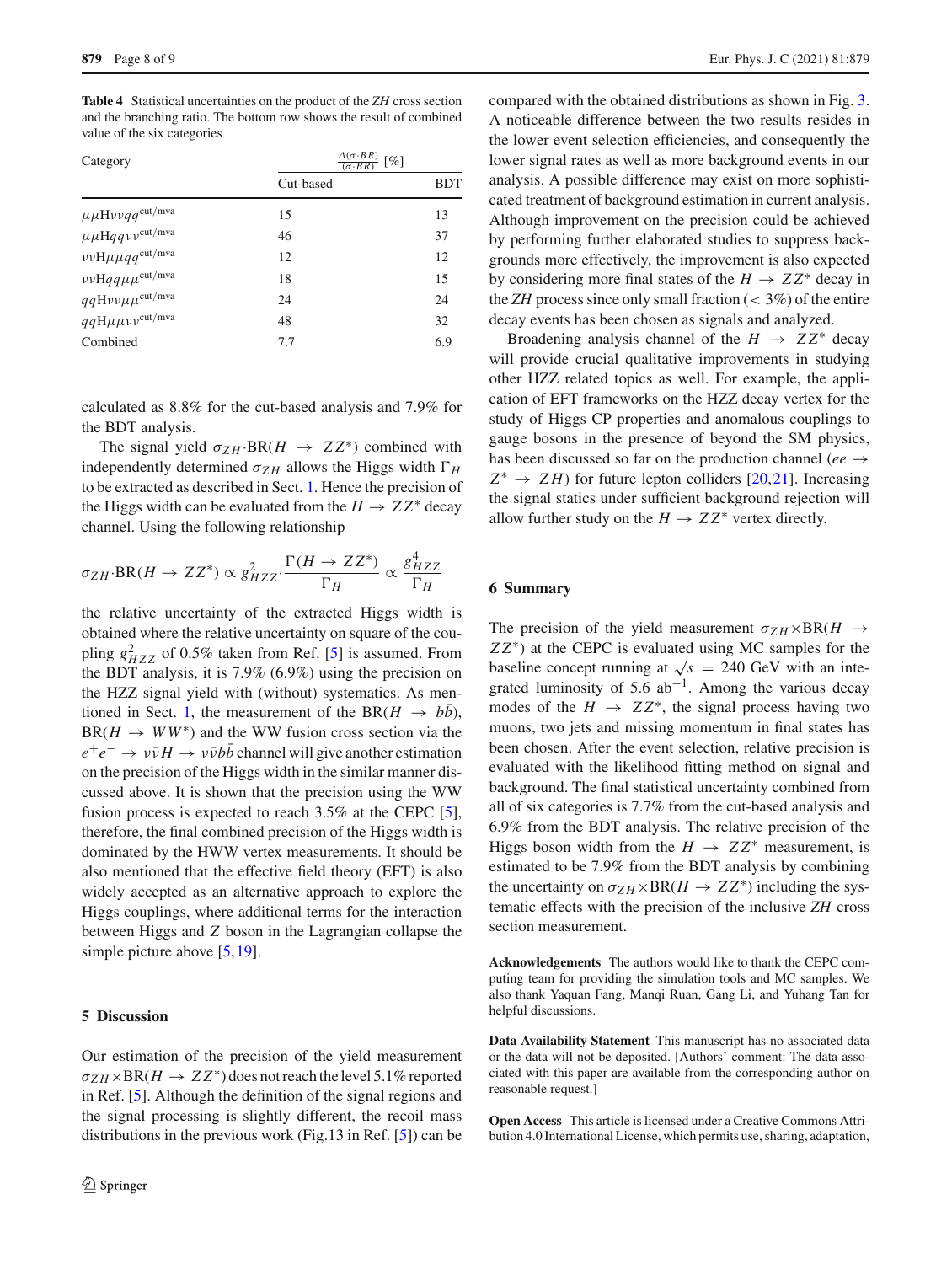**Table 4** Statistical uncertainties on the product of the *ZH* cross section and the branching ratio. The bottom row shows the result of combined value of the six categories

| Category | $\frac{\Delta(\sigma \cdot BR)}{(\sigma \cdot BR)}$ [%] | |
|---|---|---|
| | Cut-based | BDT |
| $\mu\mu\mathrm{H}\nu\nu qq^{\mathrm{cut/mva}}$ | 15 | 13 |
| $\mu\mu\mathrm{H}qq\nu\nu^{\mathrm{cut/mva}}$ | 46 | 37 |
| $\nu\nu\mathrm{H}\mu\mu qq^{\mathrm{cut/mva}}$ | 12 | 12 |
| $\nu\nu\mathrm{H}qq\mu\mu^{\mathrm{cut/mva}}$ | 18 | 15 |
| $qq\mathrm{H}\nu\nu\mu\mu^{\mathrm{cut/mva}}$ | 24 | 24 |
| $qq\mathrm{H}\mu\mu\nu\nu^{\mathrm{cut/mva}}$ | 48 | 32 |
| Combined | 7.7 | 6.9 |

calculated as 8.8% for the cut-based analysis and 7.9% for the BDT analysis.

The signal yield $\sigma_{ZH} \cdot \mathrm{BR}(H \to ZZ^*)$ combined with independently determined $\sigma_{ZH}$ allows the Higgs width $\Gamma_H$ to be extracted as described in Sect. 1. Hence the precision of the Higgs width can be evaluated from the $H \to ZZ^*$ decay channel. Using the following relationship

$$\sigma_{ZH} \cdot \mathrm{BR}(H \to ZZ^*) \propto g_{HZZ}^2 \cdot \frac{\Gamma(H \to ZZ^*)}{\Gamma_H} \propto \frac{g_{HZZ}^4}{\Gamma_H}$$

the relative uncertainty of the extracted Higgs width is obtained where the relative uncertainty on square of the coupling $g_{HZZ}^2$ of 0.5% taken from Ref. [5] is assumed. From the BDT analysis, it is 7.9% (6.9%) using the precision on the HZZ signal yield with (without) systematics. As mentioned in Sect. 1, the measurement of the $\mathrm{BR}(H \to b\bar{b})$, $\mathrm{BR}(H \to WW^*)$ and the WW fusion cross section via the $e^+e^- \to \nu\bar{\nu}H \to \nu\bar{\nu}b\bar{b}$ channel will give another estimation on the precision of the Higgs width in the similar manner discussed above. It is shown that the precision using the WW fusion process is expected to reach 3.5% at the CEPC [5], therefore, the final combined precision of the Higgs width is dominated by the HWW vertex measurements. It should be also mentioned that the effective field theory (EFT) is also widely accepted as an alternative approach to explore the Higgs couplings, where additional terms for the interaction between Higgs and Z boson in the Lagrangian collapse the simple picture above [5,19].

## 5 Discussion

Our estimation of the precision of the yield measurement $\sigma_{ZH} \times \mathrm{BR}(H \to ZZ^*)$ does not reach the level 5.1% reported in Ref. [5]. Although the definition of the signal regions and the signal processing is slightly different, the recoil mass distributions in the previous work (Fig.13 in Ref. [5]) can be compared with the obtained distributions as shown in Fig. 3. A noticeable difference between the two results resides in the lower event selection efficiencies, and consequently the lower signal rates as well as more background events in our analysis. A possible difference may exist on more sophisticated treatment of background estimation in current analysis. Although improvement on the precision could be achieved by performing further elaborated studies to suppress backgrounds more effectively, the improvement is also expected by considering more final states of the $H \to ZZ^*$ decay in the *ZH* process since only small fraction (< 3%) of the entire decay events has been chosen as signals and analyzed.

Broadening analysis channel of the $H \to ZZ^*$ decay will provide crucial qualitative improvements in studying other HZZ related topics as well. For example, the application of EFT frameworks on the HZZ decay vertex for the study of Higgs CP properties and anomalous couplings to gauge bosons in the presence of beyond the SM physics, has been discussed so far on the production channel ($ee \to Z^* \to ZH$) for future lepton colliders [20,21]. Increasing the signal statics under sufficient background rejection will allow further study on the $H \to ZZ^*$ vertex directly.

## 6 Summary

The precision of the yield measurement $\sigma_{ZH} \times \mathrm{BR}(H \to ZZ^*)$ at the CEPC is evaluated using MC samples for the baseline concept running at $\sqrt{s} = 240$ GeV with an integrated luminosity of 5.6 ab$^{-1}$. Among the various decay modes of the $H \to ZZ^*$, the signal process having two muons, two jets and missing momentum in final states has been chosen. After the event selection, relative precision is evaluated with the likelihood fitting method on signal and background. The final statistical uncertainty combined from all of six categories is 7.7% from the cut-based analysis and 6.9% from the BDT analysis. The relative precision of the Higgs boson width from the $H \to ZZ^*$ measurement, is estimated to be 7.9% from the BDT analysis by combining the uncertainty on $\sigma_{ZH} \times \mathrm{BR}(H \to ZZ^*)$ including the systematic effects with the precision of the inclusive *ZH* cross section measurement.

**Acknowledgements** The authors would like to thank the CEPC computing team for providing the simulation tools and MC samples. We also thank Yaquan Fang, Manqi Ruan, Gang Li, and Yuhang Tan for helpful discussions.

**Data Availability Statement** This manuscript has no associated data or the data will not be deposited. [Authors' comment: The data associated with this paper are available from the corresponding author on reasonable request.]

**Open Access** This article is licensed under a Creative Commons Attribution 4.0 International License, which permits use, sharing, adaptation,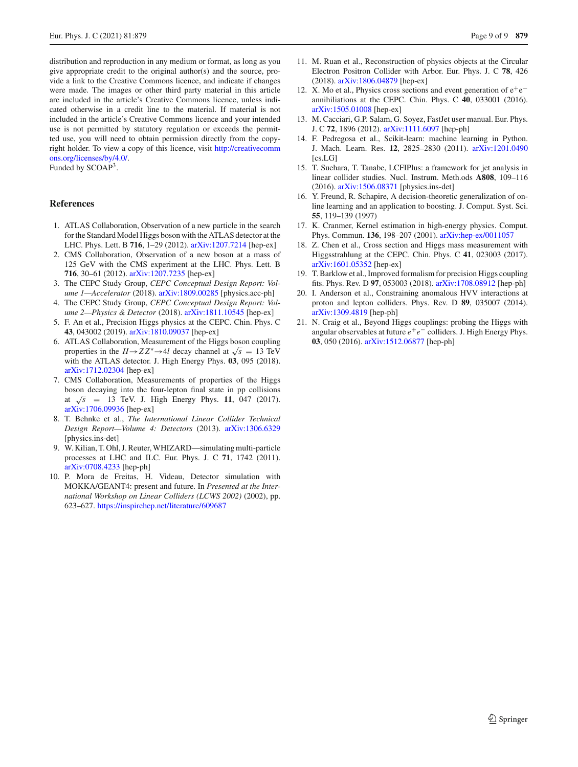distribution and reproduction in any medium or format, as long as you give appropriate credit to the original author(s) and the source, provide a link to the Creative Commons licence, and indicate if changes were made. The images or other third party material in this article are included in the article's Creative Commons licence, unless indicated otherwise in a credit line to the material. If material is not included in the article's Creative Commons licence and your intended use is not permitted by statutory regulation or exceeds the permitted use, you will need to obtain permission directly from the copyright holder. To view a copy of this licence, visit http://creativecommons.org/licenses/by/4.0/.

Funded by SCOAP[3].

## References

1. ATLAS Collaboration, Observation of a new particle in the search for the Standard Model Higgs boson with the ATLAS detector at the LHC. Phys. Lett. B **716**, 1–29 (2012). arXiv:1207.7214 [hep-ex]
2. CMS Collaboration, Observation of a new boson at a mass of 125 GeV with the CMS experiment at the LHC. Phys. Lett. B **716**, 30–61 (2012). arXiv:1207.7235 [hep-ex]
3. The CEPC Study Group, *CEPC Conceptual Design Report: Volume 1—Accelerator* (2018). arXiv:1809.00285 [physics.acc-ph]
4. The CEPC Study Group, *CEPC Conceptual Design Report: Volume 2—Physics & Detector* (2018). arXiv:1811.10545 [hep-ex]
5. F. An et al., Precision Higgs physics at the CEPC. Chin. Phys. C **43**, 043002 (2019). arXiv:1810.09037 [hep-ex]
6. ATLAS Collaboration, Measurement of the Higgs boson coupling properties in the $H \rightarrow ZZ^{*} \rightarrow 4l$ decay channel at $\sqrt{s} = 13$ TeV with the ATLAS detector. J. High Energy Phys. **03**, 095 (2018). arXiv:1712.02304 [hep-ex]
7. CMS Collaboration, Measurements of properties of the Higgs boson decaying into the four-lepton final state in pp collisions at $\sqrt{s} = 13$ TeV. J. High Energy Phys. **11**, 047 (2017). arXiv:1706.09936 [hep-ex]
8. T. Behnke et al., *The International Linear Collider Technical Design Report—Volume 4: Detectors* (2013). arXiv:1306.6329 [physics.ins-det]
9. W. Kilian, T. Ohl, J. Reuter, WHIZARD—simulating multi-particle processes at LHC and ILC. Eur. Phys. J. C **71**, 1742 (2011). arXiv:0708.4233 [hep-ph]
10. P. Mora de Freitas, H. Videau, Detector simulation with MOKKA/GEANT4: present and future. In *Presented at the International Workshop on Linear Colliders (LCWS 2002)* (2002), pp. 623–627. https://inspirehep.net/literature/609687
11. M. Ruan et al., Reconstruction of physics objects at the Circular Electron Positron Collider with Arbor. Eur. Phys. J. C **78**, 426 (2018). arXiv:1806.04879 [hep-ex]
12. X. Mo et al., Physics cross sections and event generation of $e^{+}e^{-}$ annihiliations at the CEPC. Chin. Phys. C **40**, 033001 (2016). arXiv:1505.01008 [hep-ex]
13. M. Cacciari, G.P. Salam, G. Soyez, FastJet user manual. Eur. Phys. J. C **72**, 1896 (2012). arXiv:1111.6097 [hep-ph]
14. F. Pedregosa et al., Scikit-learn: machine learning in Python. J. Mach. Learn. Res. **12**, 2825–2830 (2011). arXiv:1201.0490 [cs.LG]
15. T. Suehara, T. Tanabe, LCFIPlus: a framework for jet analysis in linear collider studies. Nucl. Instrum. Meth.ods **A808**, 109–116 (2016). arXiv:1506.08371 [physics.ins-det]
16. Y. Freund, R. Schapire, A decision-theoretic generalization of on-line learning and an application to boosting. J. Comput. Syst. Sci. **55**, 119–139 (1997)
17. K. Cranmer, Kernel estimation in high-energy physics. Comput. Phys. Commun. **136**, 198–207 (2001). arXiv:hep-ex/0011057
18. Z. Chen et al., Cross section and Higgs mass measurement with Higgsstrahlung at the CEPC. Chin. Phys. C **41**, 023003 (2017). arXiv:1601.05352 [hep-ex]
19. T. Barklow et al., Improved formalism for precision Higgs coupling fits. Phys. Rev. D **97**, 053003 (2018). arXiv:1708.08912 [hep-ph]
20. I. Anderson et al., Constraining anomalous HVV interactions at proton and lepton colliders. Phys. Rev. D **89**, 035007 (2014). arXiv:1309.4819 [hep-ph]
21. N. Craig et al., Beyond Higgs couplings: probing the Higgs with angular observables at future $e^{+}e^{-}$ colliders. J. High Energy Phys. **03**, 050 (2016). arXiv:1512.06877 [hep-ph]